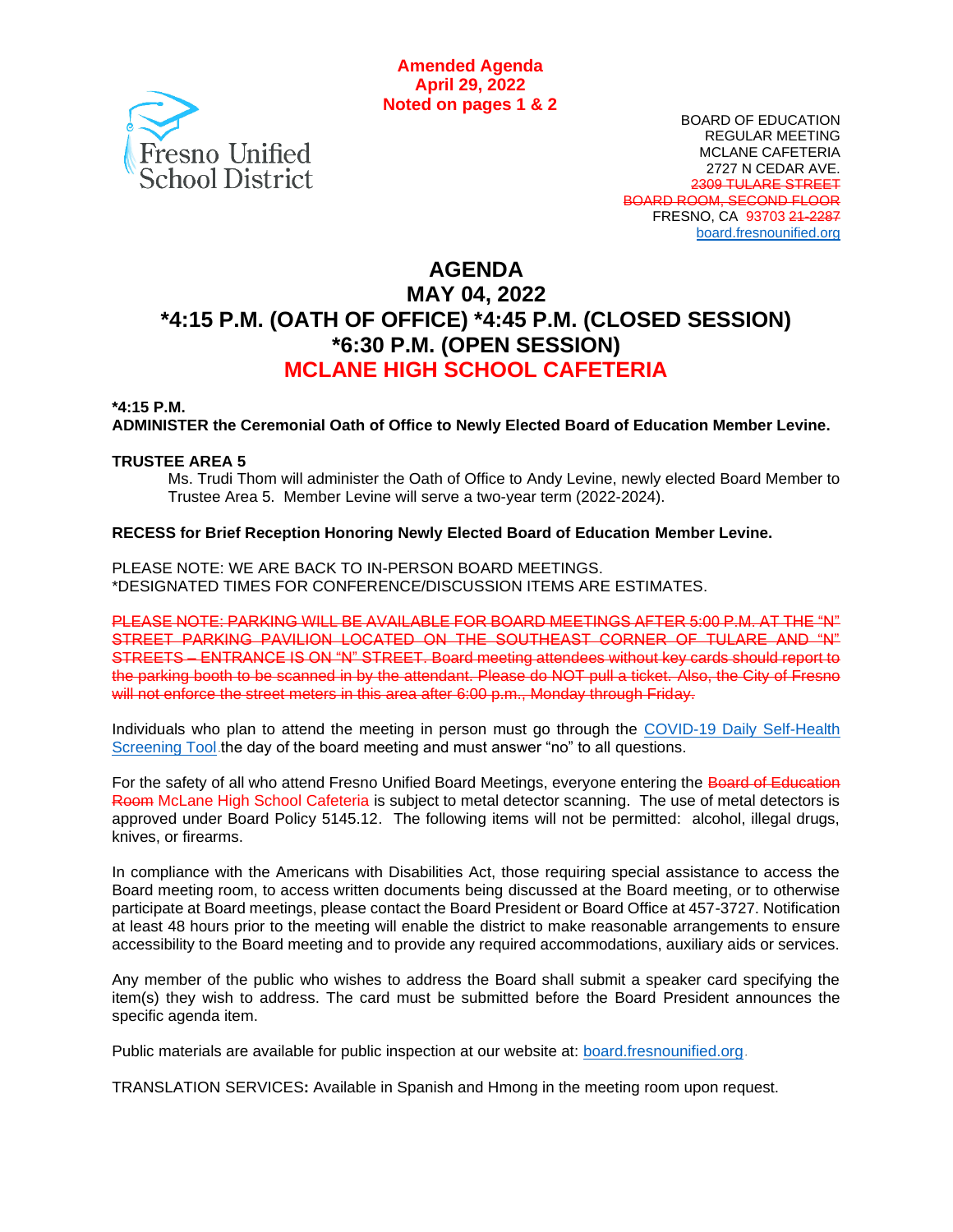**Amended Agenda**
**April 29, 2022**
**Noted on pages 1 & 2**

Fresno Unified School District

BOARD OF EDUCATION
REGULAR MEETING
MCLANE CAFETERIA
2727 N CEDAR AVE.
~~2309 TULARE STREET~~
~~BOARD ROOM, SECOND FLOOR~~
FRESNO, CA 93703 ~~21-2287~~
board.fresnounified.org

# AGENDA
## MAY 04, 2022
## *4:15 P.M. (OATH OF OFFICE) *4:45 P.M. (CLOSED SESSION) *6:30 P.M. (OPEN SESSION)
## MCLANE HIGH SCHOOL CAFETERIA

**\*4:15 P.M.**
**ADMINISTER the Ceremonial Oath of Office to Newly Elected Board of Education Member Levine.**

**TRUSTEE AREA 5**

Ms. Trudi Thom will administer the Oath of Office to Andy Levine, newly elected Board Member to Trustee Area 5. Member Levine will serve a two-year term (2022-2024).

**RECESS for Brief Reception Honoring Newly Elected Board of Education Member Levine.**

PLEASE NOTE: WE ARE BACK TO IN-PERSON BOARD MEETINGS.
*DESIGNATED TIMES FOR CONFERENCE/DISCUSSION ITEMS ARE ESTIMATES.

~~PLEASE NOTE: PARKING WILL BE AVAILABLE FOR BOARD MEETINGS AFTER 5:00 P.M. AT THE "N" STREET PARKING PAVILION LOCATED ON THE SOUTHEAST CORNER OF TULARE AND "N" STREETS – ENTRANCE IS ON "N" STREET. Board meeting attendees without key cards should report to the parking booth to be scanned in by the attendant. Please do NOT pull a ticket. Also, the City of Fresno will not enforce the street meters in this area after 6:00 p.m., Monday through Friday.~~

Individuals who plan to attend the meeting in person must go through the COVID-19 Daily Self-Health Screening Tool the day of the board meeting and must answer "no" to all questions.

For the safety of all who attend Fresno Unified Board Meetings, everyone entering the ~~Board of Education Room~~ McLane High School Cafeteria is subject to metal detector scanning. The use of metal detectors is approved under Board Policy 5145.12. The following items will not be permitted: alcohol, illegal drugs, knives, or firearms.

In compliance with the Americans with Disabilities Act, those requiring special assistance to access the Board meeting room, to access written documents being discussed at the Board meeting, or to otherwise participate at Board meetings, please contact the Board President or Board Office at 457-3727. Notification at least 48 hours prior to the meeting will enable the district to make reasonable arrangements to ensure accessibility to the Board meeting and to provide any required accommodations, auxiliary aids or services.

Any member of the public who wishes to address the Board shall submit a speaker card specifying the item(s) they wish to address. The card must be submitted before the Board President announces the specific agenda item.

Public materials are available for public inspection at our website at: board.fresnounified.org.

TRANSLATION SERVICES**:** Available in Spanish and Hmong in the meeting room upon request.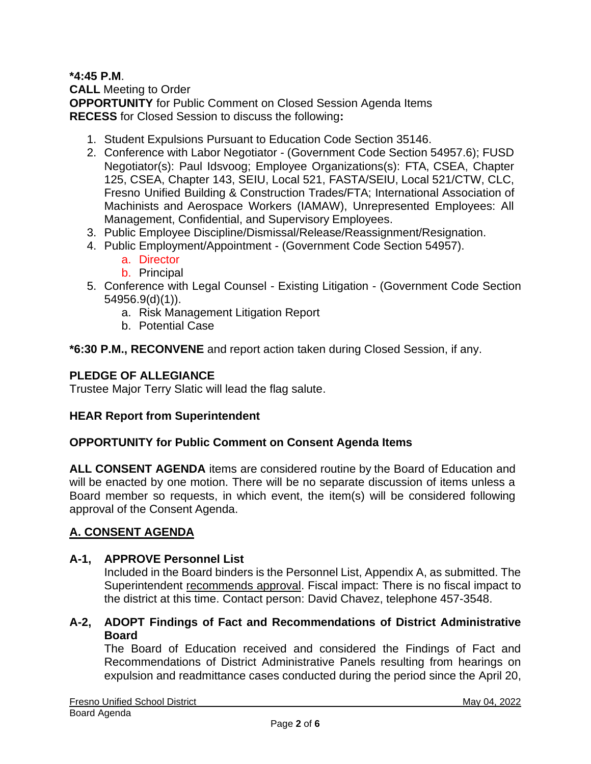**\*4:45 P.M**.

**CALL** Meeting to Order

**OPPORTUNITY** for Public Comment on Closed Session Agenda Items

**RECESS** for Closed Session to discuss the following**:**

1. Student Expulsions Pursuant to Education Code Section 35146.
2. Conference with Labor Negotiator - (Government Code Section 54957.6); FUSD Negotiator(s): Paul Idsvoog; Employee Organizations(s): FTA, CSEA, Chapter 125, CSEA, Chapter 143, SEIU, Local 521, FASTA/SEIU, Local 521/CTW, CLC, Fresno Unified Building & Construction Trades/FTA; International Association of Machinists and Aerospace Workers (IAMAW), Unrepresented Employees: All Management, Confidential, and Supervisory Employees.
3. Public Employee Discipline/Dismissal/Release/Reassignment/Resignation.
4. Public Employment/Appointment - (Government Code Section 54957).
   a. Director
   b. Principal
5. Conference with Legal Counsel - Existing Litigation - (Government Code Section 54956.9(d)(1)).
   a. Risk Management Litigation Report
   b. Potential Case

**\*6:30 P.M., RECONVENE** and report action taken during Closed Session, if any.

**PLEDGE OF ALLEGIANCE**

Trustee Major Terry Slatic will lead the flag salute.

**HEAR Report from Superintendent**

**OPPORTUNITY for Public Comment on Consent Agenda Items**

**ALL CONSENT AGENDA** items are considered routine by the Board of Education and will be enacted by one motion. There will be no separate discussion of items unless a Board member so requests, in which event, the item(s) will be considered following approval of the Consent Agenda.

## A. CONSENT AGENDA

**A-1, APPROVE Personnel List**

Included in the Board binders is the Personnel List, Appendix A, as submitted. The Superintendent recommends approval. Fiscal impact: There is no fiscal impact to the district at this time. Contact person: David Chavez, telephone 457-3548.

**A-2, ADOPT Findings of Fact and Recommendations of District Administrative Board**

The Board of Education received and considered the Findings of Fact and Recommendations of District Administrative Panels resulting from hearings on expulsion and readmittance cases conducted during the period since the April 20,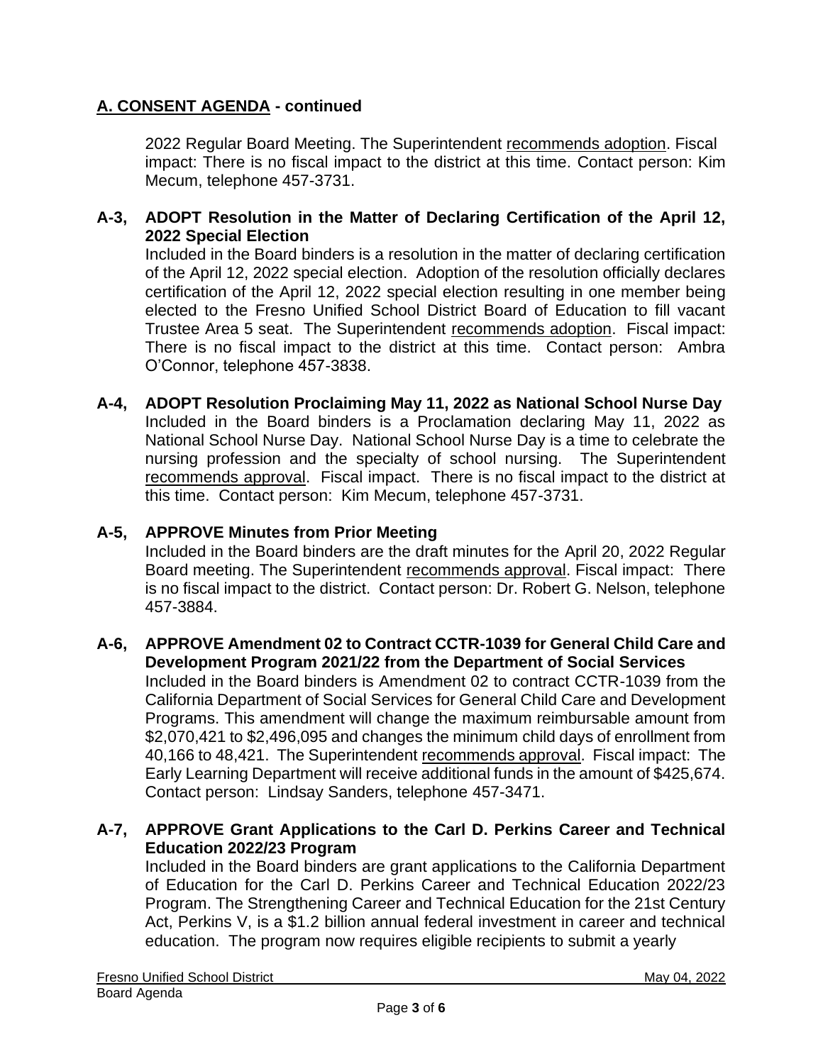## A. CONSENT AGENDA - continued

2022 Regular Board Meeting. The Superintendent recommends adoption. Fiscal impact: There is no fiscal impact to the district at this time. Contact person: Kim Mecum, telephone 457-3731.

**A-3, ADOPT Resolution in the Matter of Declaring Certification of the April 12, 2022 Special Election**

Included in the Board binders is a resolution in the matter of declaring certification of the April 12, 2022 special election. Adoption of the resolution officially declares certification of the April 12, 2022 special election resulting in one member being elected to the Fresno Unified School District Board of Education to fill vacant Trustee Area 5 seat. The Superintendent recommends adoption. Fiscal impact: There is no fiscal impact to the district at this time. Contact person: Ambra O'Connor, telephone 457-3838.

**A-4, ADOPT Resolution Proclaiming May 11, 2022 as National School Nurse Day**

Included in the Board binders is a Proclamation declaring May 11, 2022 as National School Nurse Day. National School Nurse Day is a time to celebrate the nursing profession and the specialty of school nursing. The Superintendent recommends approval. Fiscal impact. There is no fiscal impact to the district at this time. Contact person: Kim Mecum, telephone 457-3731.

**A-5, APPROVE Minutes from Prior Meeting**

Included in the Board binders are the draft minutes for the April 20, 2022 Regular Board meeting. The Superintendent recommends approval. Fiscal impact: There is no fiscal impact to the district. Contact person: Dr. Robert G. Nelson, telephone 457-3884.

**A-6, APPROVE Amendment 02 to Contract CCTR-1039 for General Child Care and Development Program 2021/22 from the Department of Social Services**

Included in the Board binders is Amendment 02 to contract CCTR-1039 from the California Department of Social Services for General Child Care and Development Programs. This amendment will change the maximum reimbursable amount from $2,070,421 to $2,496,095 and changes the minimum child days of enrollment from 40,166 to 48,421. The Superintendent recommends approval. Fiscal impact: The Early Learning Department will receive additional funds in the amount of $425,674. Contact person: Lindsay Sanders, telephone 457-3471.

**A-7, APPROVE Grant Applications to the Carl D. Perkins Career and Technical Education 2022/23 Program**

Included in the Board binders are grant applications to the California Department of Education for the Carl D. Perkins Career and Technical Education 2022/23 Program. The Strengthening Career and Technical Education for the 21st Century Act, Perkins V, is a $1.2 billion annual federal investment in career and technical education. The program now requires eligible recipients to submit a yearly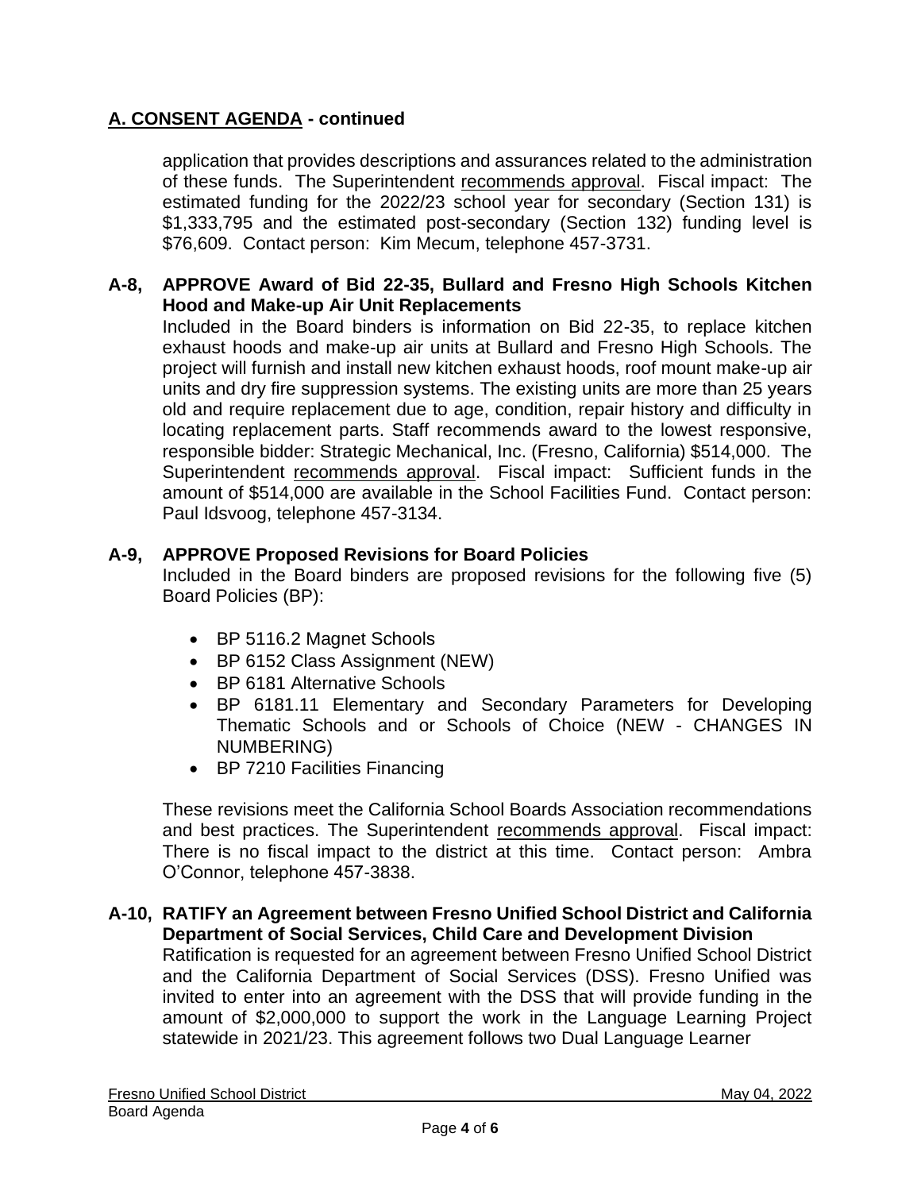## A. CONSENT AGENDA - continued

application that provides descriptions and assurances related to the administration of these funds. The Superintendent recommends approval. Fiscal impact: The estimated funding for the 2022/23 school year for secondary (Section 131) is $1,333,795 and the estimated post-secondary (Section 132) funding level is $76,609. Contact person: Kim Mecum, telephone 457-3731.

**A-8, APPROVE Award of Bid 22-35, Bullard and Fresno High Schools Kitchen Hood and Make-up Air Unit Replacements**

Included in the Board binders is information on Bid 22-35, to replace kitchen exhaust hoods and make-up air units at Bullard and Fresno High Schools. The project will furnish and install new kitchen exhaust hoods, roof mount make-up air units and dry fire suppression systems. The existing units are more than 25 years old and require replacement due to age, condition, repair history and difficulty in locating replacement parts. Staff recommends award to the lowest responsive, responsible bidder: Strategic Mechanical, Inc. (Fresno, California) $514,000. The Superintendent recommends approval. Fiscal impact: Sufficient funds in the amount of $514,000 are available in the School Facilities Fund. Contact person: Paul Idsvoog, telephone 457-3134.

**A-9, APPROVE Proposed Revisions for Board Policies**

Included in the Board binders are proposed revisions for the following five (5) Board Policies (BP):

- BP 5116.2 Magnet Schools
- BP 6152 Class Assignment (NEW)
- BP 6181 Alternative Schools
- BP 6181.11 Elementary and Secondary Parameters for Developing Thematic Schools and or Schools of Choice (NEW - CHANGES IN NUMBERING)
- BP 7210 Facilities Financing

These revisions meet the California School Boards Association recommendations and best practices. The Superintendent recommends approval. Fiscal impact: There is no fiscal impact to the district at this time. Contact person: Ambra O'Connor, telephone 457-3838.

**A-10, RATIFY an Agreement between Fresno Unified School District and California Department of Social Services, Child Care and Development Division**

Ratification is requested for an agreement between Fresno Unified School District and the California Department of Social Services (DSS). Fresno Unified was invited to enter into an agreement with the DSS that will provide funding in the amount of $2,000,000 to support the work in the Language Learning Project statewide in 2021/23. This agreement follows two Dual Language Learner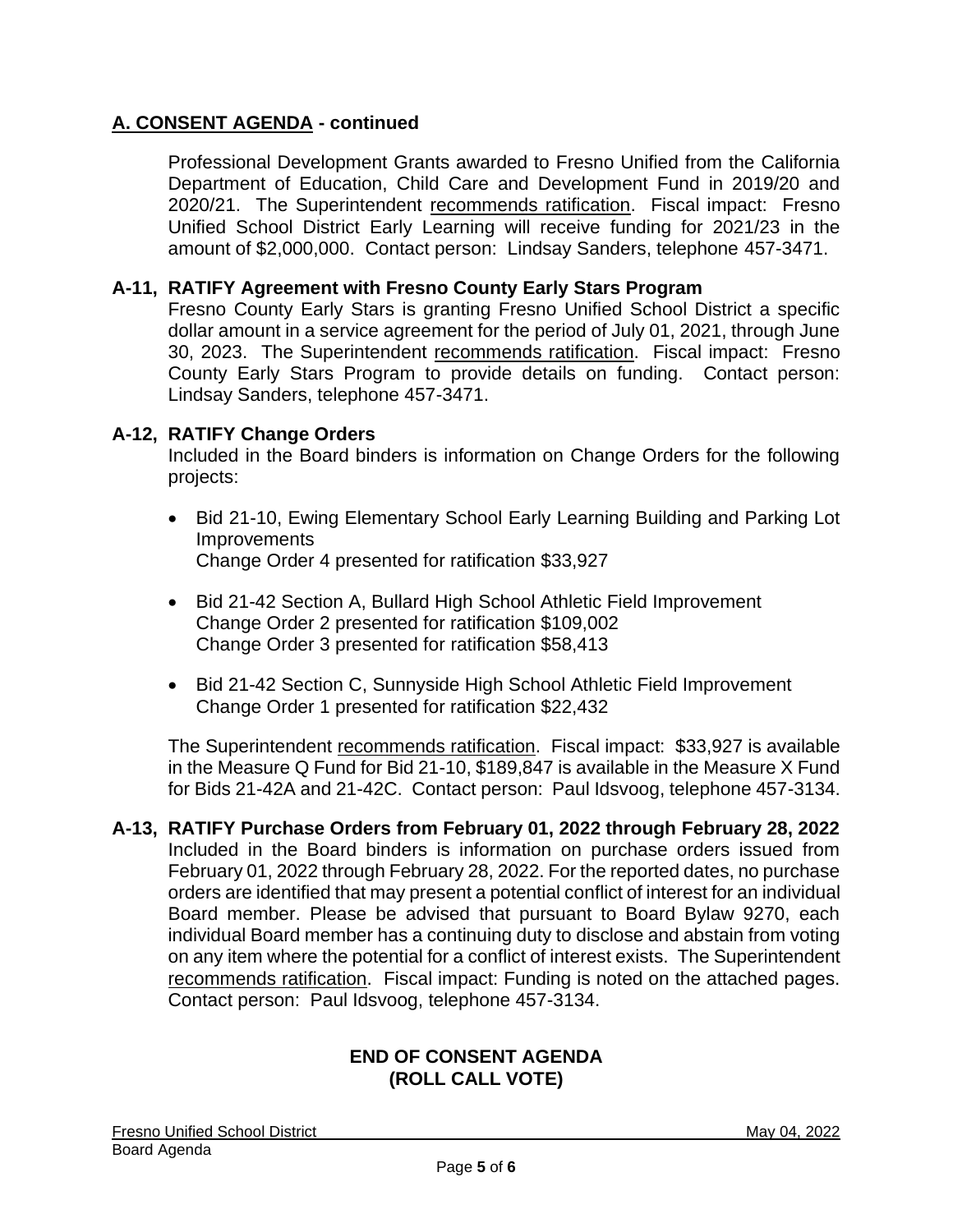## A. CONSENT AGENDA - continued

Professional Development Grants awarded to Fresno Unified from the California Department of Education, Child Care and Development Fund in 2019/20 and 2020/21. The Superintendent recommends ratification. Fiscal impact: Fresno Unified School District Early Learning will receive funding for 2021/23 in the amount of $2,000,000. Contact person: Lindsay Sanders, telephone 457-3471.

**A-11, RATIFY Agreement with Fresno County Early Stars Program**

Fresno County Early Stars is granting Fresno Unified School District a specific dollar amount in a service agreement for the period of July 01, 2021, through June 30, 2023. The Superintendent recommends ratification. Fiscal impact: Fresno County Early Stars Program to provide details on funding. Contact person: Lindsay Sanders, telephone 457-3471.

**A-12, RATIFY Change Orders**

Included in the Board binders is information on Change Orders for the following projects:

- Bid 21-10, Ewing Elementary School Early Learning Building and Parking Lot Improvements
  Change Order 4 presented for ratification $33,927
- Bid 21-42 Section A, Bullard High School Athletic Field Improvement
  Change Order 2 presented for ratification $109,002
  Change Order 3 presented for ratification $58,413
- Bid 21-42 Section C, Sunnyside High School Athletic Field Improvement
  Change Order 1 presented for ratification $22,432

The Superintendent recommends ratification. Fiscal impact: $33,927 is available in the Measure Q Fund for Bid 21-10, $189,847 is available in the Measure X Fund for Bids 21-42A and 21-42C. Contact person: Paul Idsvoog, telephone 457-3134.

**A-13, RATIFY Purchase Orders from February 01, 2022 through February 28, 2022**

Included in the Board binders is information on purchase orders issued from February 01, 2022 through February 28, 2022. For the reported dates, no purchase orders are identified that may present a potential conflict of interest for an individual Board member. Please be advised that pursuant to Board Bylaw 9270, each individual Board member has a continuing duty to disclose and abstain from voting on any item where the potential for a conflict of interest exists. The Superintendent recommends ratification. Fiscal impact: Funding is noted on the attached pages. Contact person: Paul Idsvoog, telephone 457-3134.

**END OF CONSENT AGENDA**
**(ROLL CALL VOTE)**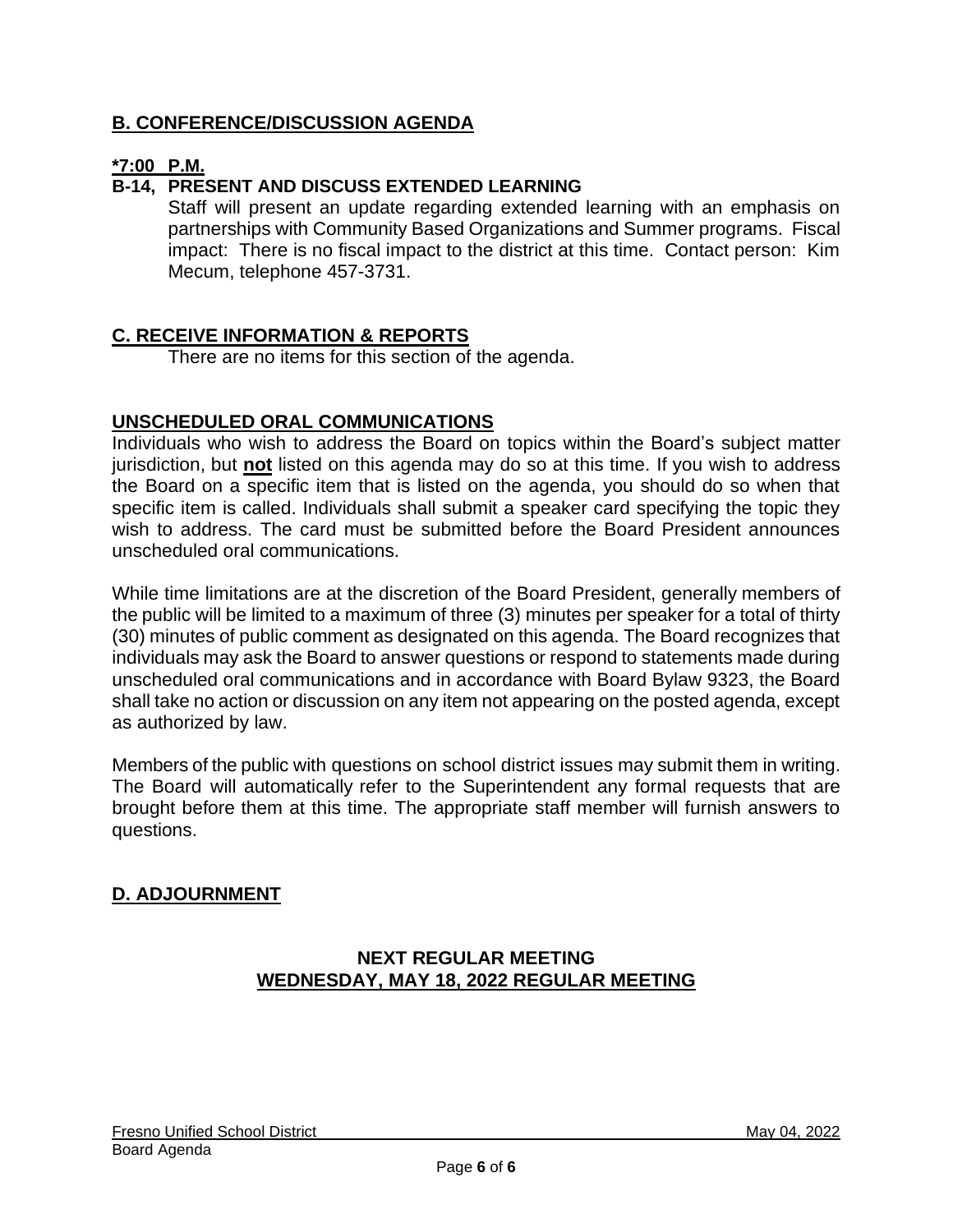## B. CONFERENCE/DISCUSSION AGENDA

**\*7:00 P.M.**

**B-14, PRESENT AND DISCUSS EXTENDED LEARNING**

Staff will present an update regarding extended learning with an emphasis on partnerships with Community Based Organizations and Summer programs. Fiscal impact: There is no fiscal impact to the district at this time. Contact person: Kim Mecum, telephone 457-3731.

## C. RECEIVE INFORMATION & REPORTS

There are no items for this section of the agenda.

## UNSCHEDULED ORAL COMMUNICATIONS

Individuals who wish to address the Board on topics within the Board's subject matter jurisdiction, but **not** listed on this agenda may do so at this time. If you wish to address the Board on a specific item that is listed on the agenda, you should do so when that specific item is called. Individuals shall submit a speaker card specifying the topic they wish to address. The card must be submitted before the Board President announces unscheduled oral communications.

While time limitations are at the discretion of the Board President, generally members of the public will be limited to a maximum of three (3) minutes per speaker for a total of thirty (30) minutes of public comment as designated on this agenda. The Board recognizes that individuals may ask the Board to answer questions or respond to statements made during unscheduled oral communications and in accordance with Board Bylaw 9323, the Board shall take no action or discussion on any item not appearing on the posted agenda, except as authorized by law.

Members of the public with questions on school district issues may submit them in writing. The Board will automatically refer to the Superintendent any formal requests that are brought before them at this time. The appropriate staff member will furnish answers to questions.

## D. ADJOURNMENT

**NEXT REGULAR MEETING**
**WEDNESDAY, MAY 18, 2022 REGULAR MEETING**